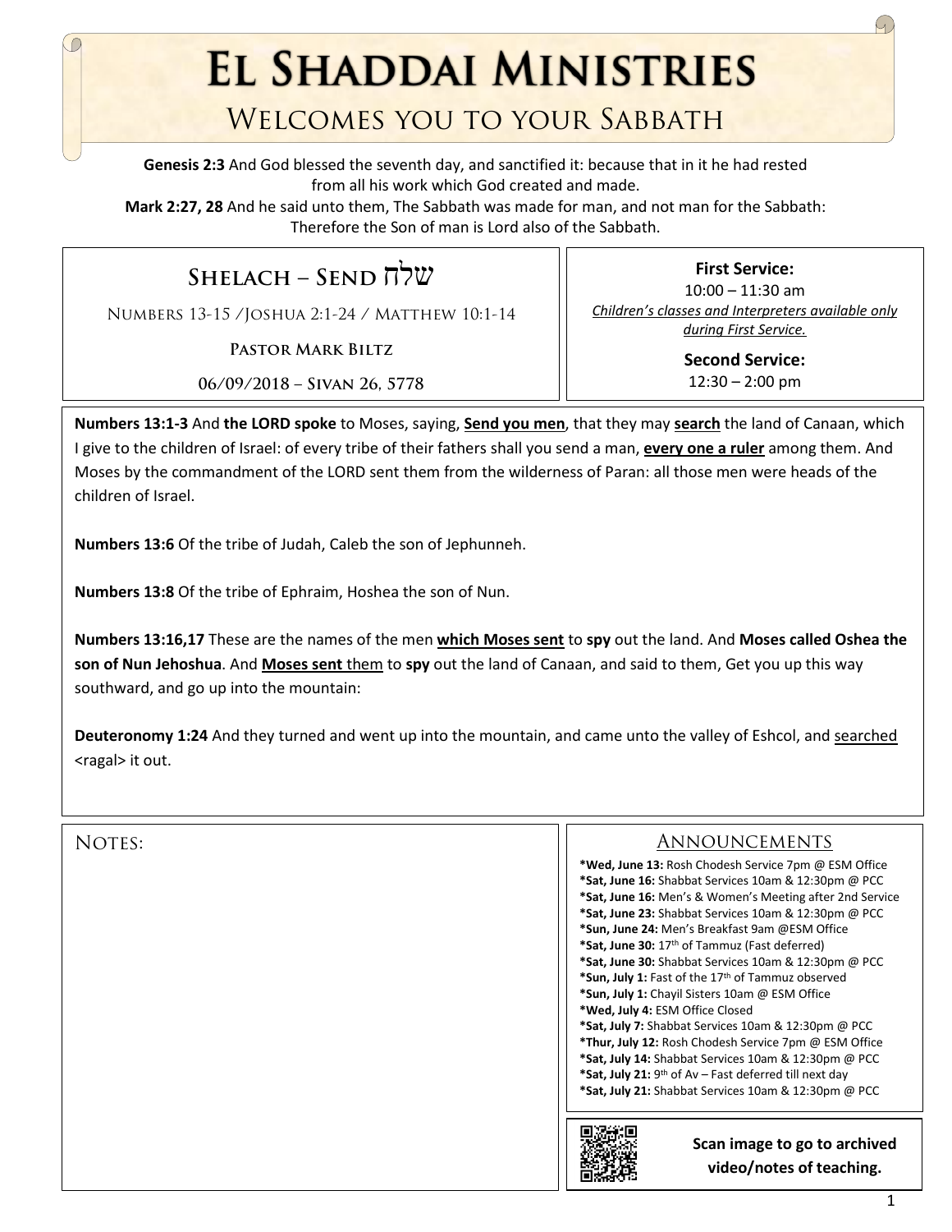# El Shaddai Ministries

## Welcomes you to your Sabbath

**Genesis 2:3** And God blessed the seventh day, and sanctified it: because that in it he had rested from all his work which God created and made.

**Mark 2:27, 28** And he said unto them, The Sabbath was made for man, and not man for the Sabbath: Therefore the Son of man is Lord also of the Sabbath.

## Shelach – Send שלח

Numbers 13-15 /Joshua 2:1-24 / Matthew 10:1-14

**Pastor Mark Biltz**

06/09/2018 – Sivan 26, 5778

**First Service:**
10:00 – 11:30 am
*Children's classes and Interpreters available only during First Service.*

**Second Service:**
12:30 – 2:00 pm

**Numbers 13:1-3** And **the LORD spoke** to Moses, saying, **Send you men**, that they may **search** the land of Canaan, which I give to the children of Israel: of every tribe of their fathers shall you send a man, **every one a ruler** among them. And Moses by the commandment of the LORD sent them from the wilderness of Paran: all those men were heads of the children of Israel.

**Numbers 13:6** Of the tribe of Judah, Caleb the son of Jephunneh.

**Numbers 13:8** Of the tribe of Ephraim, Hoshea the son of Nun.

**Numbers 13:16,17** These are the names of the men **which Moses sent** to **spy** out the land. And **Moses called Oshea the son of Nun Jehoshua**. And **Moses sent** them to **spy** out the land of Canaan, and said to them, Get you up this way southward, and go up into the mountain:

**Deuteronomy 1:24** And they turned and went up into the mountain, and came unto the valley of Eshcol, and searched <ragal> it out.

Notes:

## Announcements

- *Wed, June 13:** Rosh Chodesh Service 7pm @ ESM Office
- *Sat, June 16:** Shabbat Services 10am & 12:30pm @ PCC
- *Sat, June 16:** Men's & Women's Meeting after 2nd Service
- *Sat, June 23:** Shabbat Services 10am & 12:30pm @ PCC
- *Sun, June 24:** Men's Breakfast 9am @ESM Office
- *Sat, June 30:** 17th of Tammuz (Fast deferred)
- *Sat, June 30:** Shabbat Services 10am & 12:30pm @ PCC
- *Sun, July 1:** Fast of the 17th of Tammuz observed
- *Sun, July 1:** Chayil Sisters 10am @ ESM Office
- *Wed, July 4:** ESM Office Closed
- *Sat, July 7:** Shabbat Services 10am & 12:30pm @ PCC
- *Thur, July 12:** Rosh Chodesh Service 7pm @ ESM Office
- *Sat, July 14:** Shabbat Services 10am & 12:30pm @ PCC
- *Sat, July 21:** 9th of Av – Fast deferred till next day
- *Sat, July 21:** Shabbat Services 10am & 12:30pm @ PCC

**Scan image to go to archived video/notes of teaching.**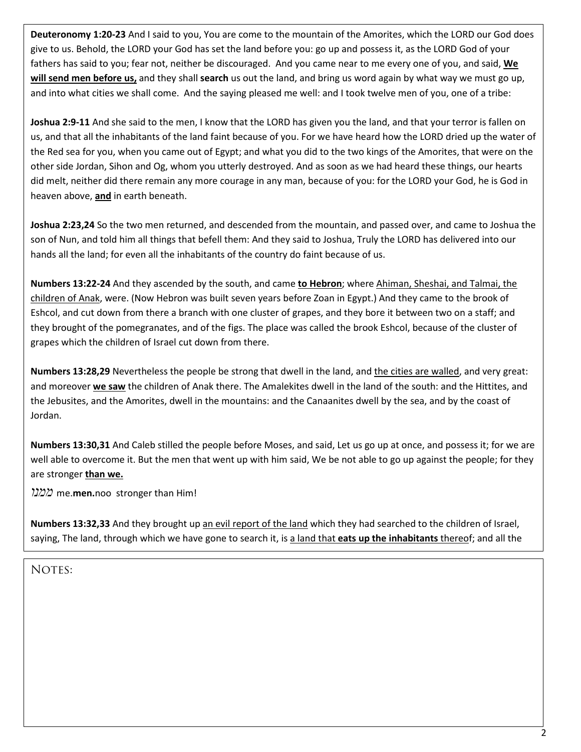**Deuteronomy 1:20-23** And I said to you, You are come to the mountain of the Amorites, which the LORD our God does give to us. Behold, the LORD your God has set the land before you: go up and possess it, as the LORD God of your fathers has said to you; fear not, neither be discouraged. And you came near to me every one of you, and said, <u>**We will send men before us,**</u> and they shall **search** us out the land, and bring us word again by what way we must go up, and into what cities we shall come. And the saying pleased me well: and I took twelve men of you, one of a tribe:

**Joshua 2:9-11** And she said to the men, I know that the LORD has given you the land, and that your terror is fallen on us, and that all the inhabitants of the land faint because of you. For we have heard how the LORD dried up the water of the Red sea for you, when you came out of Egypt; and what you did to the two kings of the Amorites, that were on the other side Jordan, Sihon and Og, whom you utterly destroyed. And as soon as we had heard these things, our hearts did melt, neither did there remain any more courage in any man, because of you: for the LORD your God, he is God in heaven above, <u>**and**</u> in earth beneath.

**Joshua 2:23,24** So the two men returned, and descended from the mountain, and passed over, and came to Joshua the son of Nun, and told him all things that befell them: And they said to Joshua, Truly the LORD has delivered into our hands all the land; for even all the inhabitants of the country do faint because of us.

**Numbers 13:22-24** And they ascended by the south, and came <u>**to Hebron**</u>; where <u>Ahiman, Sheshai, and Talmai, the children of Anak</u>, were. (Now Hebron was built seven years before Zoan in Egypt.) And they came to the brook of Eshcol, and cut down from there a branch with one cluster of grapes, and they bore it between two on a staff; and they brought of the pomegranates, and of the figs. The place was called the brook Eshcol, because of the cluster of grapes which the children of Israel cut down from there.

**Numbers 13:28,29** Nevertheless the people be strong that dwell in the land, and <u>the cities are walled</u>, and very great: and moreover <u>**we saw**</u> the children of Anak there. The Amalekites dwell in the land of the south: and the Hittites, and the Jebusites, and the Amorites, dwell in the mountains: and the Canaanites dwell by the sea, and by the coast of Jordan.

**Numbers 13:30,31** And Caleb stilled the people before Moses, and said, Let us go up at once, and possess it; for we are well able to overcome it. But the men that went up with him said, We be not able to go up against the people; for they are stronger <u>**than we.**</u>

*ממנו* me.**men.**noo stronger than Him!

**Numbers 13:32,33** And they brought up <u>an evil report of the land</u> which they had searched to the children of Israel, saying, The land, through which we have gone to search it, is <u>a land that **eats up the inhabitants** thereo</u>f; and all the

NOTES: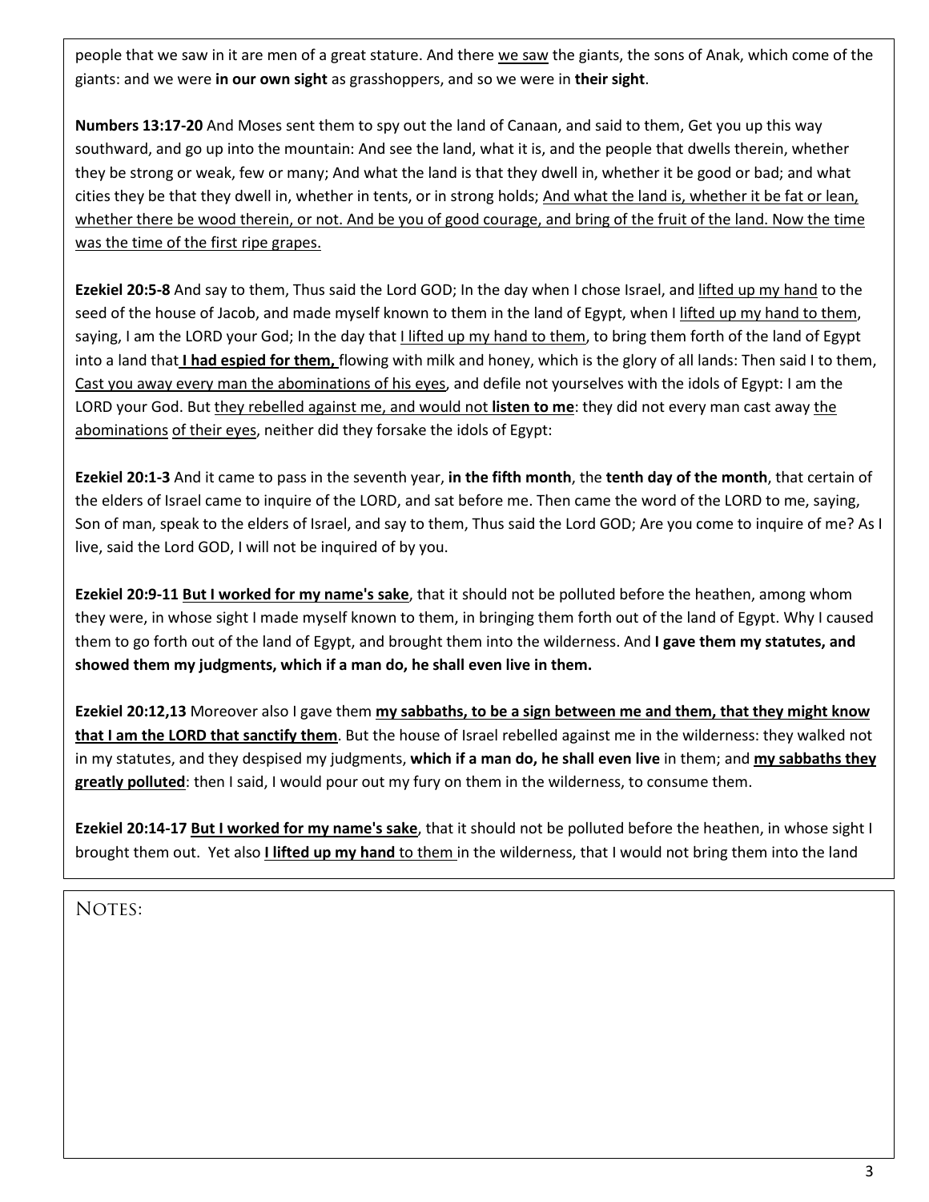people that we saw in it are men of a great stature. And there <u>we saw</u> the giants, the sons of Anak, which come of the giants: and we were **in our own sight** as grasshoppers, and so we were in **their sight**.

**Numbers 13:17-20** And Moses sent them to spy out the land of Canaan, and said to them, Get you up this way southward, and go up into the mountain: And see the land, what it is, and the people that dwells therein, whether they be strong or weak, few or many; And what the land is that they dwell in, whether it be good or bad; and what cities they be that they dwell in, whether in tents, or in strong holds; <u>And what the land is, whether it be fat or lean, whether there be wood therein, or not. And be you of good courage, and bring of the fruit of the land. Now the time was the time of the first ripe grapes.</u>

**Ezekiel 20:5-8** And say to them, Thus said the Lord GOD; In the day when I chose Israel, and <u>lifted up my hand</u> to the seed of the house of Jacob, and made myself known to them in the land of Egypt, when I <u>lifted up my hand to them</u>, saying, I am the LORD your God; In the day that <u>I lifted up my hand to them</u>, to bring them forth of the land of Egypt into a land that **<u>I had espied for them,</u>** flowing with milk and honey, which is the glory of all lands: Then said I to them, <u>Cast you away every man the abominations of his eyes</u>, and defile not yourselves with the idols of Egypt: I am the LORD your God. But <u>they rebelled against me, and would not</u> **<u>listen to me</u>**: they did not every man cast away <u>the abominations</u> <u>of their eyes</u>, neither did they forsake the idols of Egypt:

**Ezekiel 20:1-3** And it came to pass in the seventh year, **in the fifth month**, the **tenth day of the month**, that certain of the elders of Israel came to inquire of the LORD, and sat before me. Then came the word of the LORD to me, saying, Son of man, speak to the elders of Israel, and say to them, Thus said the Lord GOD; Are you come to inquire of me? As I live, said the Lord GOD, I will not be inquired of by you.

**Ezekiel 20:9-11** **<u>But I worked for my name's sake</u>**, that it should not be polluted before the heathen, among whom they were, in whose sight I made myself known to them, in bringing them forth out of the land of Egypt. Why I caused them to go forth out of the land of Egypt, and brought them into the wilderness. And **I gave them my statutes, and showed them my judgments, which if a man do, he shall even live in them.**

**Ezekiel 20:12,13** Moreover also I gave them **<u>my sabbaths, to be a sign between me and them, that they might know that I am the LORD that sanctify them</u>**. But the house of Israel rebelled against me in the wilderness: they walked not in my statutes, and they despised my judgments, **which if a man do, he shall even live** in them; and **<u>my sabbaths they greatly polluted</u>**: then I said, I would pour out my fury on them in the wilderness, to consume them.

**Ezekiel 20:14-17** **<u>But I worked for my name's sake</u>**, that it should not be polluted before the heathen, in whose sight I brought them out. Yet also **<u>I lifted up my hand</u>** <u>to them</u> in the wilderness, that I would not bring them into the land

NOTES: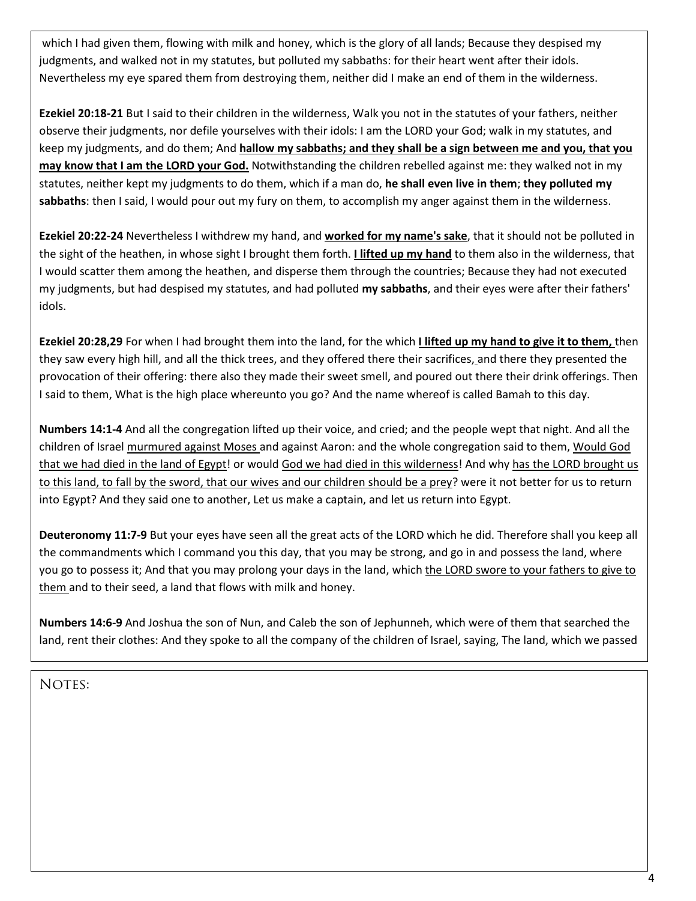which I had given them, flowing with milk and honey, which is the glory of all lands; Because they despised my judgments, and walked not in my statutes, but polluted my sabbaths: for their heart went after their idols. Nevertheless my eye spared them from destroying them, neither did I make an end of them in the wilderness.

**Ezekiel 20:18-21** But I said to their children in the wilderness, Walk you not in the statutes of your fathers, neither observe their judgments, nor defile yourselves with their idols: I am the LORD your God; walk in my statutes, and keep my judgments, and do them; And <u>**hallow my sabbaths; and they shall be a sign between me and you, that you may know that I am the LORD your God.**</u> Notwithstanding the children rebelled against me: they walked not in my statutes, neither kept my judgments to do them, which if a man do, **he shall even live in them**; **they polluted my sabbaths**: then I said, I would pour out my fury on them, to accomplish my anger against them in the wilderness.

**Ezekiel 20:22-24** Nevertheless I withdrew my hand, and <u>**worked for my name's sake**</u>, that it should not be polluted in the sight of the heathen, in whose sight I brought them forth. <u>**I lifted up my hand**</u> to them also in the wilderness, that I would scatter them among the heathen, and disperse them through the countries; Because they had not executed my judgments, but had despised my statutes, and had polluted **my sabbaths**, and their eyes were after their fathers' idols.

**Ezekiel 20:28,29** For when I had brought them into the land, for the which <u>**I lifted up my hand to give it to them,**</u> then they saw every high hill, and all the thick trees, and they offered there their sacrifices, and there they presented the provocation of their offering: there also they made their sweet smell, and poured out there their drink offerings. Then I said to them, What is the high place whereunto you go? And the name whereof is called Bamah to this day.

**Numbers 14:1-4** And all the congregation lifted up their voice, and cried; and the people wept that night. And all the children of Israel <u>murmured against Moses</u> and against Aaron: and the whole congregation said to them, <u>Would God that we had died in the land of Egypt</u>! or would <u>God we had died in this wilderness</u>! And why <u>has the LORD brought us to this land, to fall by the sword, that our wives and our children should be a prey</u>? were it not better for us to return into Egypt? And they said one to another, Let us make a captain, and let us return into Egypt.

**Deuteronomy 11:7-9** But your eyes have seen all the great acts of the LORD which he did. Therefore shall you keep all the commandments which I command you this day, that you may be strong, and go in and possess the land, where you go to possess it; And that you may prolong your days in the land, which <u>the LORD swore to your fathers to give to them</u> and to their seed, a land that flows with milk and honey.

**Numbers 14:6-9** And Joshua the son of Nun, and Caleb the son of Jephunneh, which were of them that searched the land, rent their clothes: And they spoke to all the company of the children of Israel, saying, The land, which we passed

NOTES: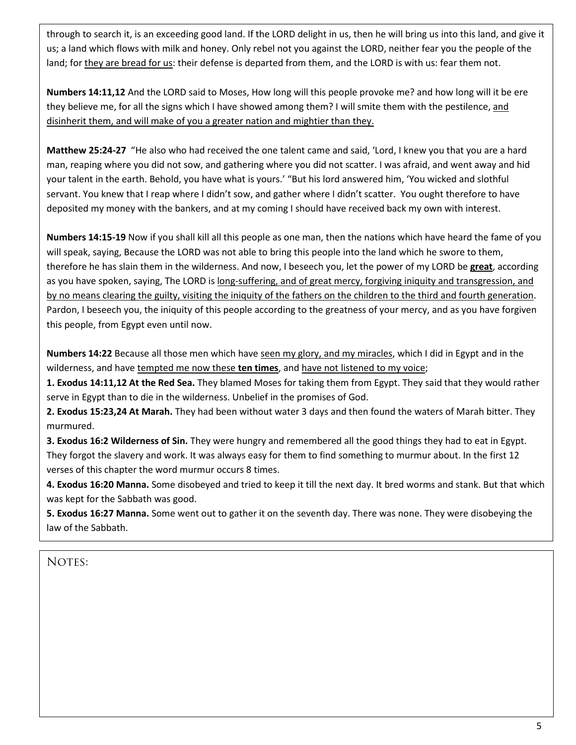through to search it, is an exceeding good land. If the LORD delight in us, then he will bring us into this land, and give it us; a land which flows with milk and honey. Only rebel not you against the LORD, neither fear you the people of the land; for <u>they are bread for us</u>: their defense is departed from them, and the LORD is with us: fear them not.

**Numbers 14:11,12** And the LORD said to Moses, How long will this people provoke me? and how long will it be ere they believe me, for all the signs which I have showed among them? I will smite them with the pestilence, <u>and disinherit them, and will make of you a greater nation and mightier than they.</u>

**Matthew 25:24-27** "He also who had received the one talent came and said, 'Lord, I knew you that you are a hard man, reaping where you did not sow, and gathering where you did not scatter. I was afraid, and went away and hid your talent in the earth. Behold, you have what is yours.' "But his lord answered him, 'You wicked and slothful servant. You knew that I reap where I didn't sow, and gather where I didn't scatter. You ought therefore to have deposited my money with the bankers, and at my coming I should have received back my own with interest.

**Numbers 14:15-19** Now if you shall kill all this people as one man, then the nations which have heard the fame of you will speak, saying, Because the LORD was not able to bring this people into the land which he swore to them, therefore he has slain them in the wilderness. And now, I beseech you, let the power of my LORD be <u>**great**</u>, according as you have spoken, saying, The LORD is <u>long-suffering, and of great mercy, forgiving iniquity and transgression, and by no means clearing the guilty, visiting the iniquity of the fathers on the children to the third and fourth generation</u>. Pardon, I beseech you, the iniquity of this people according to the greatness of your mercy, and as you have forgiven this people, from Egypt even until now.

**Numbers 14:22** Because all those men which have <u>seen my glory, and my miracles</u>, which I did in Egypt and in the wilderness, and have <u>tempted me now these **ten times**</u>, and <u>have not listened to my voice</u>;

**1. Exodus 14:11,12 At the Red Sea.** They blamed Moses for taking them from Egypt. They said that they would rather serve in Egypt than to die in the wilderness. Unbelief in the promises of God.

**2. Exodus 15:23,24 At Marah.** They had been without water 3 days and then found the waters of Marah bitter. They murmured.

**3. Exodus 16:2 Wilderness of Sin.** They were hungry and remembered all the good things they had to eat in Egypt. They forgot the slavery and work. It was always easy for them to find something to murmur about. In the first 12 verses of this chapter the word murmur occurs 8 times.

**4. Exodus 16:20 Manna.** Some disobeyed and tried to keep it till the next day. It bred worms and stank. But that which was kept for the Sabbath was good.

**5. Exodus 16:27 Manna.** Some went out to gather it on the seventh day. There was none. They were disobeying the law of the Sabbath.

NOTES: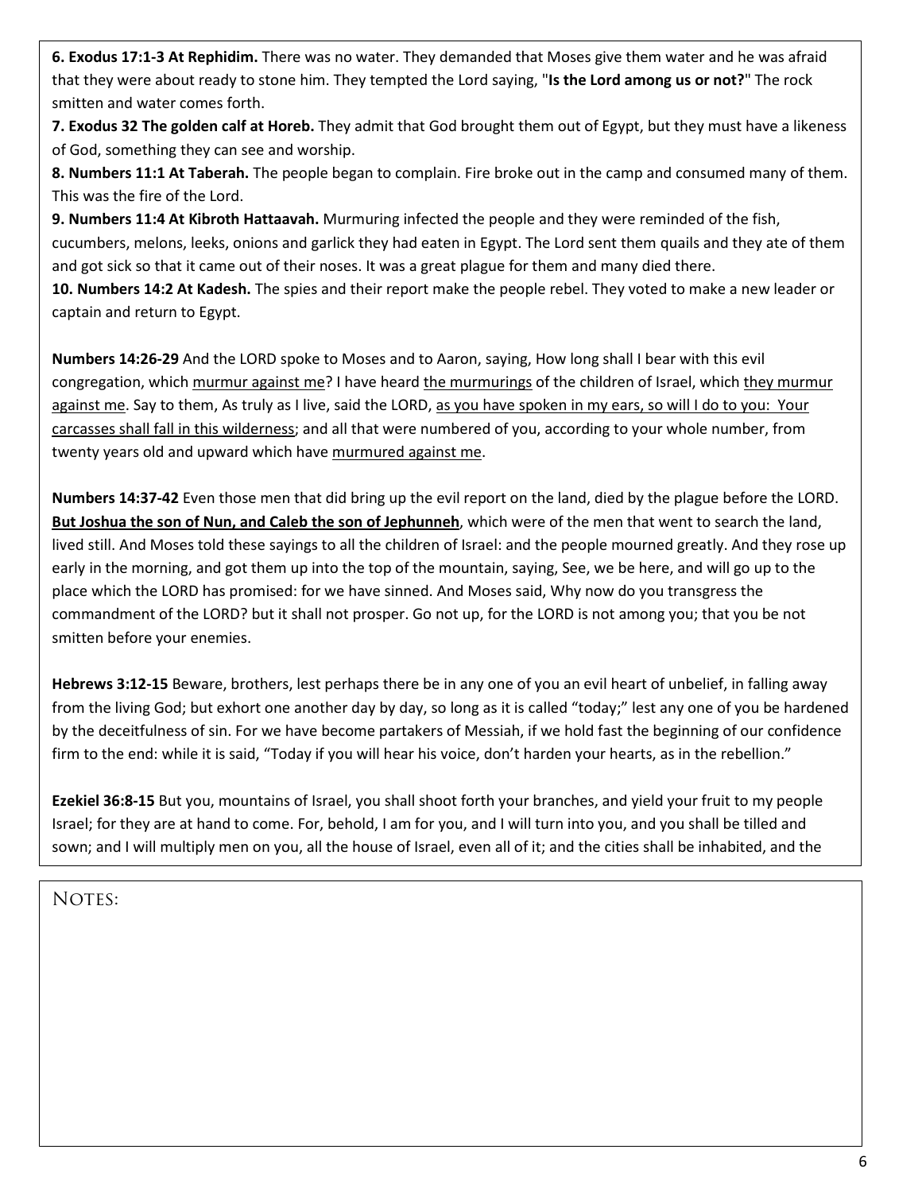**6. Exodus 17:1-3 At Rephidim.** There was no water. They demanded that Moses give them water and he was afraid that they were about ready to stone him. They tempted the Lord saying, "**Is the Lord among us or not?**" The rock smitten and water comes forth.

**7. Exodus 32 The golden calf at Horeb.** They admit that God brought them out of Egypt, but they must have a likeness of God, something they can see and worship.

**8. Numbers 11:1 At Taberah.** The people began to complain. Fire broke out in the camp and consumed many of them. This was the fire of the Lord.

**9. Numbers 11:4 At Kibroth Hattaavah.** Murmuring infected the people and they were reminded of the fish, cucumbers, melons, leeks, onions and garlick they had eaten in Egypt. The Lord sent them quails and they ate of them and got sick so that it came out of their noses. It was a great plague for them and many died there.

**10. Numbers 14:2 At Kadesh.** The spies and their report make the people rebel. They voted to make a new leader or captain and return to Egypt.

**Numbers 14:26-29** And the LORD spoke to Moses and to Aaron, saying, How long shall I bear with this evil congregation, which murmur against me? I have heard the murmurings of the children of Israel, which they murmur against me. Say to them, As truly as I live, said the LORD, as you have spoken in my ears, so will I do to you: Your carcasses shall fall in this wilderness; and all that were numbered of you, according to your whole number, from twenty years old and upward which have murmured against me.

**Numbers 14:37-42** Even those men that did bring up the evil report on the land, died by the plague before the LORD. **But Joshua the son of Nun, and Caleb the son of Jephunneh**, which were of the men that went to search the land, lived still. And Moses told these sayings to all the children of Israel: and the people mourned greatly. And they rose up early in the morning, and got them up into the top of the mountain, saying, See, we be here, and will go up to the place which the LORD has promised: for we have sinned. And Moses said, Why now do you transgress the commandment of the LORD? but it shall not prosper. Go not up, for the LORD is not among you; that you be not smitten before your enemies.

**Hebrews 3:12-15** Beware, brothers, lest perhaps there be in any one of you an evil heart of unbelief, in falling away from the living God; but exhort one another day by day, so long as it is called "today;" lest any one of you be hardened by the deceitfulness of sin. For we have become partakers of Messiah, if we hold fast the beginning of our confidence firm to the end: while it is said, "Today if you will hear his voice, don't harden your hearts, as in the rebellion."

**Ezekiel 36:8-15** But you, mountains of Israel, you shall shoot forth your branches, and yield your fruit to my people Israel; for they are at hand to come. For, behold, I am for you, and I will turn into you, and you shall be tilled and sown; and I will multiply men on you, all the house of Israel, even all of it; and the cities shall be inhabited, and the

NOTES: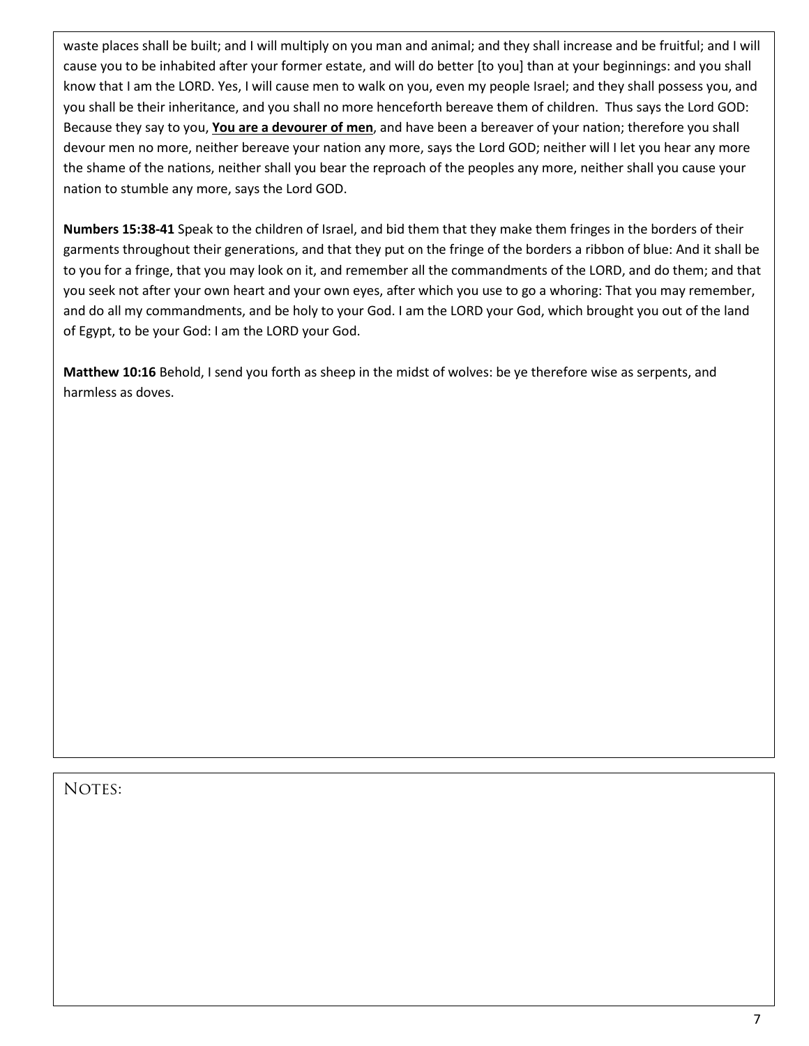waste places shall be built; and I will multiply on you man and animal; and they shall increase and be fruitful; and I will cause you to be inhabited after your former estate, and will do better [to you] than at your beginnings: and you shall know that I am the LORD. Yes, I will cause men to walk on you, even my people Israel; and they shall possess you, and you shall be their inheritance, and you shall no more henceforth bereave them of children. Thus says the Lord GOD: Because they say to you, **<u>You are a devourer of men</u>**, and have been a bereaver of your nation; therefore you shall devour men no more, neither bereave your nation any more, says the Lord GOD; neither will I let you hear any more the shame of the nations, neither shall you bear the reproach of the peoples any more, neither shall you cause your nation to stumble any more, says the Lord GOD.

**Numbers 15:38-41** Speak to the children of Israel, and bid them that they make them fringes in the borders of their garments throughout their generations, and that they put on the fringe of the borders a ribbon of blue: And it shall be to you for a fringe, that you may look on it, and remember all the commandments of the LORD, and do them; and that you seek not after your own heart and your own eyes, after which you use to go a whoring: That you may remember, and do all my commandments, and be holy to your God. I am the LORD your God, which brought you out of the land of Egypt, to be your God: I am the LORD your God.

**Matthew 10:16** Behold, I send you forth as sheep in the midst of wolves: be ye therefore wise as serpents, and harmless as doves.

NOTES: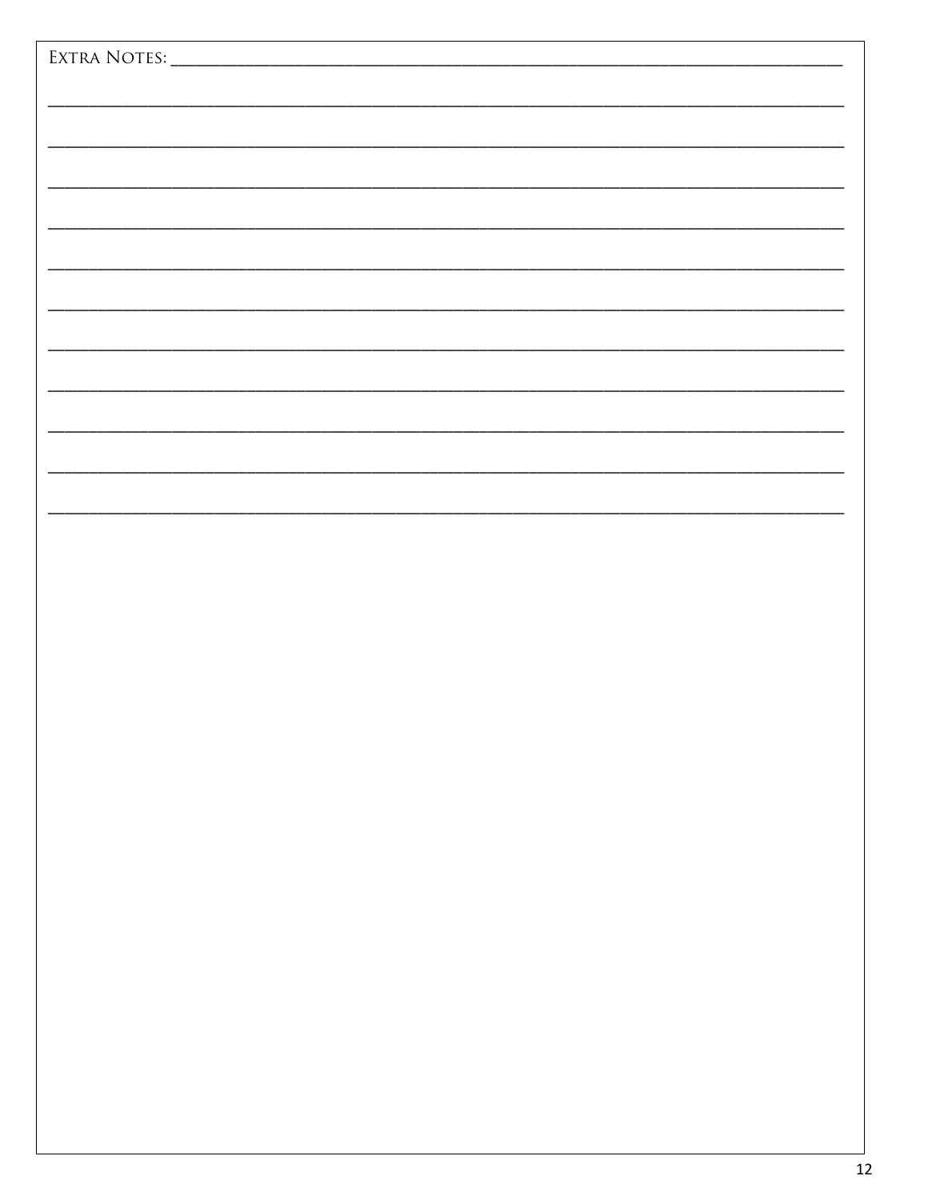EXTRA NOTES: ______________________________________________________________________

______________________________________________________________________________

______________________________________________________________________________

______________________________________________________________________________

______________________________________________________________________________

______________________________________________________________________________

______________________________________________________________________________

______________________________________________________________________________

______________________________________________________________________________

______________________________________________________________________________

______________________________________________________________________________

______________________________________________________________________________